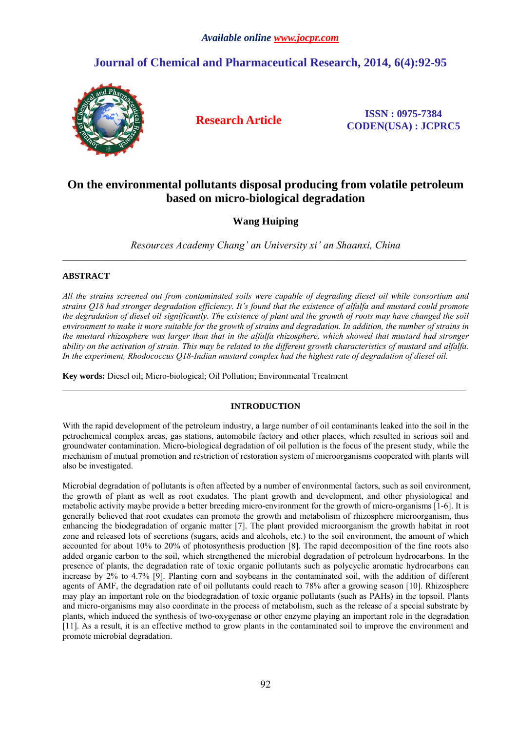# On the environmental pollutants disposal producing from volatile petroleum based on micro-biological degradation

**Wang Huiping**

*Resources Academy Chang' an University xi' an Shaanxi, China*

---

## ABSTRACT

*All the strains screened out from contaminated soils were capable of degrading diesel oil while consortium and strains Q18 had stronger degradation efficiency. It's found that the existence of alfalfa and mustard could promote the degradation of diesel oil significantly. The existence of plant and the growth of roots may have changed the soil environment to make it more suitable for the growth of strains and degradation. In addition, the number of strains in the mustard rhizosphere was larger than that in the alfalfa rhizosphere, which showed that mustard had stronger ability on the activation of strain. This may be related to the different growth characteristics of mustard and alfalfa. In the experiment, Rhodococcus Q18-Indian mustard complex had the highest rate of degradation of diesel oil.*

**Key words:** Diesel oil; Micro-biological; Oil Pollution; Environmental Treatment

---

## INTRODUCTION

With the rapid development of the petroleum industry, a large number of oil contaminants leaked into the soil in the petrochemical complex areas, gas stations, automobile factory and other places, which resulted in serious soil and groundwater contamination. Micro-biological degradation of oil pollution is the focus of the present study, while the mechanism of mutual promotion and restriction of restoration system of microorganisms cooperated with plants will also be investigated.

Microbial degradation of pollutants is often affected by a number of environmental factors, such as soil environment, the growth of plant as well as root exudates. The plant growth and development, and other physiological and metabolic activity maybe provide a better breeding micro-environment for the growth of micro-organisms [1-6]. It is generally believed that root exudates can promote the growth and metabolism of rhizosphere microorganism, thus enhancing the biodegradation of organic matter [7]. The plant provided microorganism the growth habitat in root zone and released lots of secretions (sugars, acids and alcohols, etc.) to the soil environment, the amount of which accounted for about 10% to 20% of photosynthesis production [8]. The rapid decomposition of the fine roots also added organic carbon to the soil, which strengthened the microbial degradation of petroleum hydrocarbons. In the presence of plants, the degradation rate of toxic organic pollutants such as polycyclic aromatic hydrocarbons can increase by 2% to 4.7% [9]. Planting corn and soybeans in the contaminated soil, with the addition of different agents of AMF, the degradation rate of oil pollutants could reach to 78% after a growing season [10]. Rhizosphere may play an important role on the biodegradation of toxic organic pollutants (such as PAHs) in the topsoil. Plants and micro-organisms may also coordinate in the process of metabolism, such as the release of a special substrate by plants, which induced the synthesis of two-oxygenase or other enzyme playing an important role in the degradation [11]. As a result, it is an effective method to grow plants in the contaminated soil to improve the environment and promote microbial degradation.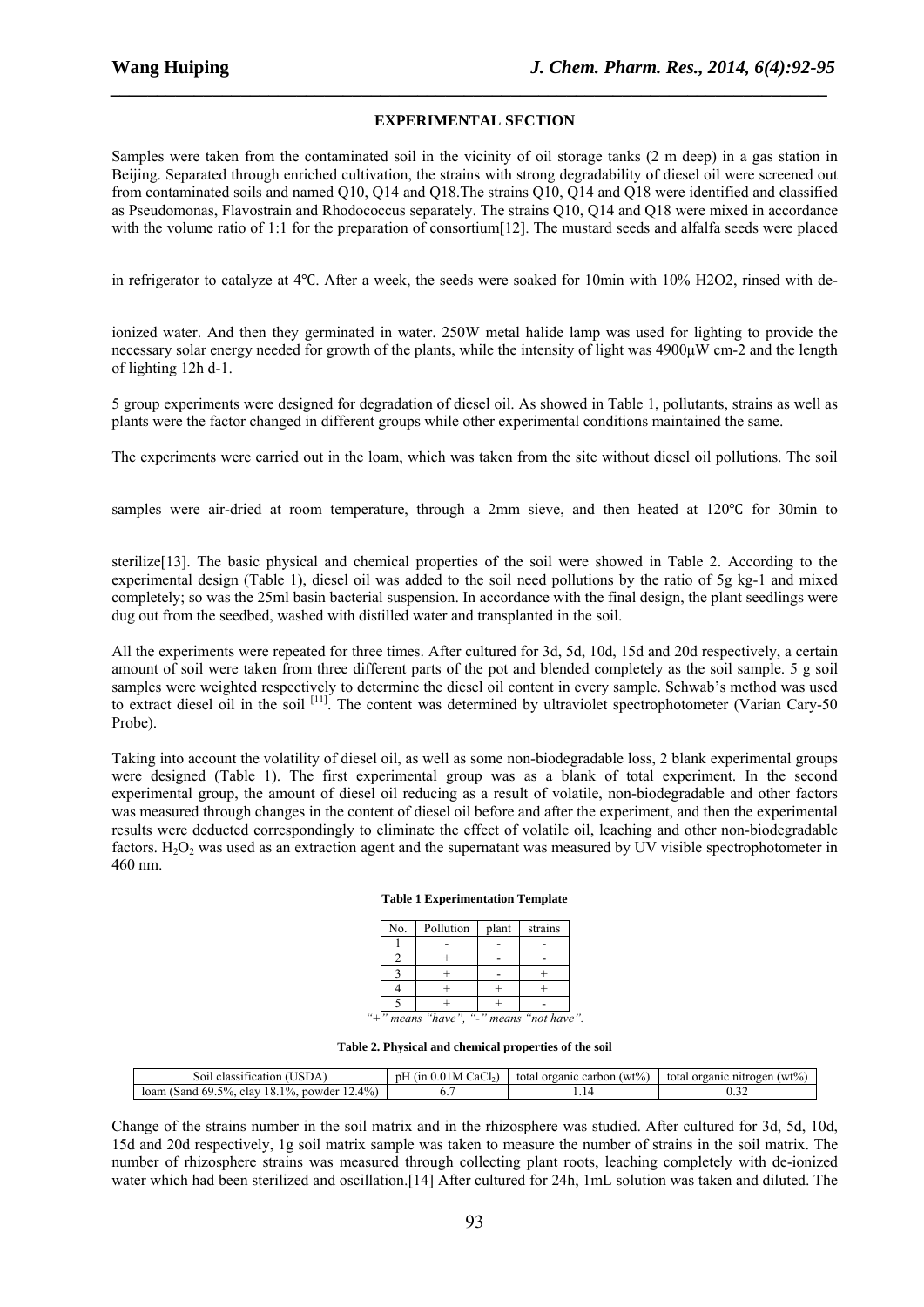## EXPERIMENTAL SECTION

Samples were taken from the contaminated soil in the vicinity of oil storage tanks (2 m deep) in a gas station in Beijing. Separated through enriched cultivation, the strains with strong degradability of diesel oil were screened out from contaminated soils and named Q10, Q14 and Q18.The strains Q10, Q14 and Q18 were identified and classified as Pseudomonas, Flavostrain and Rhodococcus separately. The strains Q10, Q14 and Q18 were mixed in accordance with the volume ratio of 1:1 for the preparation of consortium[12]. The mustard seeds and alfalfa seeds were placed

in refrigerator to catalyze at 4℃. After a week, the seeds were soaked for 10min with 10% H2O2, rinsed with de-

ionized water. And then they germinated in water. 250W metal halide lamp was used for lighting to provide the necessary solar energy needed for growth of the plants, while the intensity of light was 4900μW cm-2 and the length of lighting 12h d-1.

5 group experiments were designed for degradation of diesel oil. As showed in Table 1, pollutants, strains as well as plants were the factor changed in different groups while other experimental conditions maintained the same.

The experiments were carried out in the loam, which was taken from the site without diesel oil pollutions. The soil

samples were air-dried at room temperature, through a 2mm sieve, and then heated at 120℃ for 30min to

sterilize[13]. The basic physical and chemical properties of the soil were showed in Table 2. According to the experimental design (Table 1), diesel oil was added to the soil need pollutions by the ratio of 5g kg-1 and mixed completely; so was the 25ml basin bacterial suspension. In accordance with the final design, the plant seedlings were dug out from the seedbed, washed with distilled water and transplanted in the soil.

All the experiments were repeated for three times. After cultured for 3d, 5d, 10d, 15d and 20d respectively, a certain amount of soil were taken from three different parts of the pot and blended completely as the soil sample. 5 g soil samples were weighted respectively to determine the diesel oil content in every sample. Schwab's method was used to extract diesel oil in the soil [11]. The content was determined by ultraviolet spectrophotometer (Varian Cary-50 Probe).

Taking into account the volatility of diesel oil, as well as some non-biodegradable loss, 2 blank experimental groups were designed (Table 1). The first experimental group was as a blank of total experiment. In the second experimental group, the amount of diesel oil reducing as a result of volatile, non-biodegradable and other factors was measured through changes in the content of diesel oil before and after the experiment, and then the experimental results were deducted correspondingly to eliminate the effect of volatile oil, leaching and other non-biodegradable factors. $H_2O_2$ was used as an extraction agent and the supernatant was measured by UV visible spectrophotometer in 460 nm.

**Table 1 Experimentation Template**

| No. | Pollution | plant | strains |
|---|---|---|---|
| 1 | - | - | - |
| 2 | + | - | - |
| 3 | + | - | + |
| 4 | + | + | + |
| 5 | + | + | - |

*"+" means "have", "-" means "not have".*

**Table 2. Physical and chemical properties of the soil**

| Soil classification (USDA) | pH (in 0.01M $CaCl_2$) | total organic carbon (wt%) | total organic nitrogen (wt%) |
|---|---|---|---|
| loam (Sand 69.5%, clay 18.1%, powder 12.4%) | 6.7 | 1.14 | 0.32 |

Change of the strains number in the soil matrix and in the rhizosphere was studied. After cultured for 3d, 5d, 10d, 15d and 20d respectively, 1g soil matrix sample was taken to measure the number of strains in the soil matrix. The number of rhizosphere strains was measured through collecting plant roots, leaching completely with de-ionized water which had been sterilized and oscillation.[14] After cultured for 24h, 1mL solution was taken and diluted. The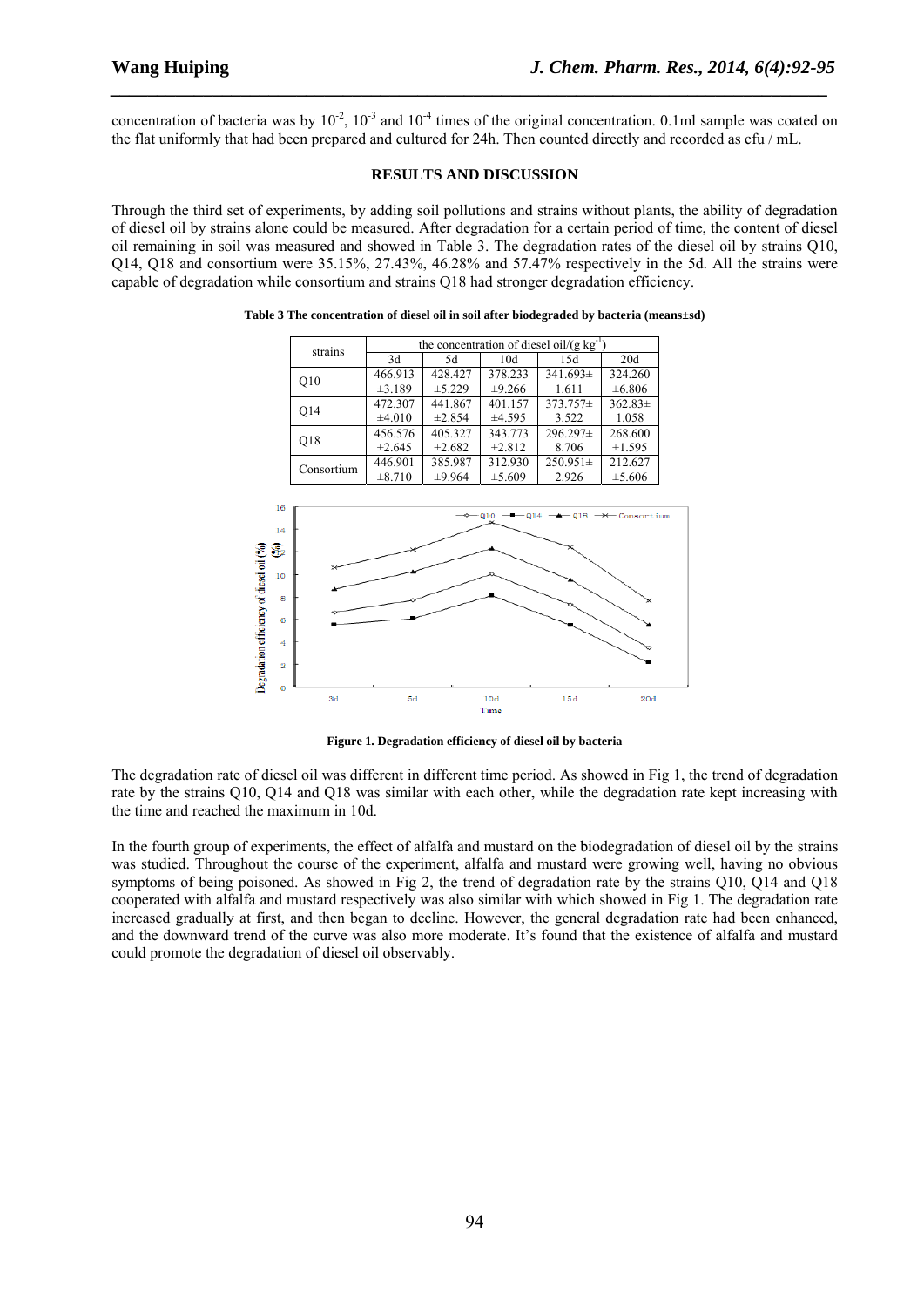concentration of bacteria was by $10^{-2}$, $10^{-3}$ and $10^{-4}$ times of the original concentration. 0.1ml sample was coated on the flat uniformly that had been prepared and cultured for 24h. Then counted directly and recorded as cfu / mL.

## RESULTS AND DISCUSSION

Through the third set of experiments, by adding soil pollutions and strains without plants, the ability of degradation of diesel oil by strains alone could be measured. After degradation for a certain period of time, the content of diesel oil remaining in soil was measured and showed in Table 3. The degradation rates of the diesel oil by strains Q10, Q14, Q18 and consortium were 35.15%, 27.43%, 46.28% and 57.47% respectively in the 5d. All the strains were capable of degradation while consortium and strains Q18 had stronger degradation efficiency.

**Table 3 The concentration of diesel oil in soil after biodegraded by bacteria (means±sd)**

| strains | the concentration of diesel oil/(g $kg^{-1}$) | | | | |
|---|---|---|---|---|---|
| | 3d | 5d | 10d | 15d | 20d |
| Q10 | 466.913 ±3.189 | 428.427 ±5.229 | 378.233 ±9.266 | 341.693± 1.611 | 324.260 ±6.806 |
| Q14 | 472.307 ±4.010 | 441.867 ±2.854 | 401.157 ±4.595 | 373.757± 3.522 | 362.83± 1.058 |
| Q18 | 456.576 ±2.645 | 405.327 ±2.682 | 343.773 ±2.812 | 296.297± 8.706 | 268.600 ±1.595 |
| Consortium | 446.901 ±8.710 | 385.987 ±9.964 | 312.930 ±5.609 | 250.951± 2.926 | 212.627 ±5.606 |

**Figure 1. Degradation efficiency of diesel oil by bacteria**

The degradation rate of diesel oil was different in different time period. As showed in Fig 1, the trend of degradation rate by the strains Q10, Q14 and Q18 was similar with each other, while the degradation rate kept increasing with the time and reached the maximum in 10d.

In the fourth group of experiments, the effect of alfalfa and mustard on the biodegradation of diesel oil by the strains was studied. Throughout the course of the experiment, alfalfa and mustard were growing well, having no obvious symptoms of being poisoned. As showed in Fig 2, the trend of degradation rate by the strains Q10, Q14 and Q18 cooperated with alfalfa and mustard respectively was also similar with which showed in Fig 1. The degradation rate increased gradually at first, and then began to decline. However, the general degradation rate had been enhanced, and the downward trend of the curve was also more moderate. It's found that the existence of alfalfa and mustard could promote the degradation of diesel oil observably.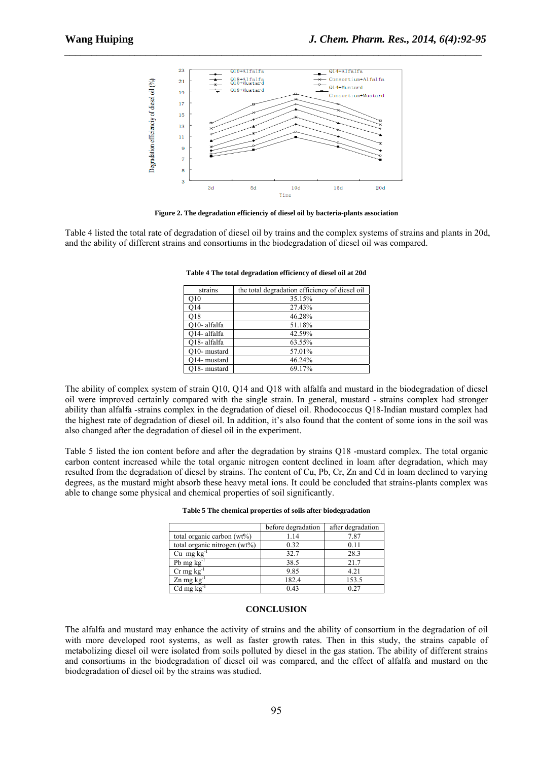**Figure 2. The degradation efficienciy of diesel oil by bacteria-plants association**

Table 4 listed the total rate of degradation of diesel oil by trains and the complex systems of strains and plants in 20d, and the ability of different strains and consortiums in the biodegradation of diesel oil was compared.

**Table 4 The total degradation efficiency of diesel oil at 20d**

| strains | the total degradation efficiency of diesel oil |
|---|---|
| Q10 | 35.15% |
| Q14 | 27.43% |
| Q18 | 46.28% |
| Q10- alfalfa | 51.18% |
| Q14- alfalfa | 42.59% |
| Q18- alfalfa | 63.55% |
| Q10- mustard | 57.01% |
| Q14- mustard | 46.24% |
| Q18- mustard | 69.17% |

The ability of complex system of strain Q10, Q14 and Q18 with alfalfa and mustard in the biodegradation of diesel oil were improved certainly compared with the single strain. In general, mustard - strains complex had stronger ability than alfalfa -strains complex in the degradation of diesel oil. Rhodococcus Q18-Indian mustard complex had the highest rate of degradation of diesel oil. In addition, it's also found that the content of some ions in the soil was also changed after the degradation of diesel oil in the experiment.

Table 5 listed the ion content before and after the degradation by strains Q18 -mustard complex. The total organic carbon content increased while the total organic nitrogen content declined in loam after degradation, which may resulted from the degradation of diesel by strains. The content of Cu, Pb, Cr, Zn and Cd in loam declined to varying degrees, as the mustard might absorb these heavy metal ions. It could be concluded that strains-plants complex was able to change some physical and chemical properties of soil significantly.

**Table 5 The chemical properties of soils after biodegradation**

| | before degradation | after degradation |
|---|---|---|
| total organic carbon (wt%) | 1.14 | 7.87 |
| total organic nitrogen (wt%) | 0.32 | 0.11 |
| Cu mg $kg^{-1}$ | 32.7 | 28.3 |
| Pb mg $kg^{-1}$ | 38.5 | 21.7 |
| Cr mg $kg^{-1}$ | 9.85 | 4.21 |
| Zn mg $kg^{-1}$ | 182.4 | 153.5 |
| Cd mg $kg^{-1}$ | 0.43 | 0.27 |

## CONCLUSION

The alfalfa and mustard may enhance the activity of strains and the ability of consortium in the degradation of oil with more developed root systems, as well as faster growth rates. Then in this study, the strains capable of metabolizing diesel oil were isolated from soils polluted by diesel in the gas station. The ability of different strains and consortiums in the biodegradation of diesel oil was compared, and the effect of alfalfa and mustard on the biodegradation of diesel oil by the strains was studied.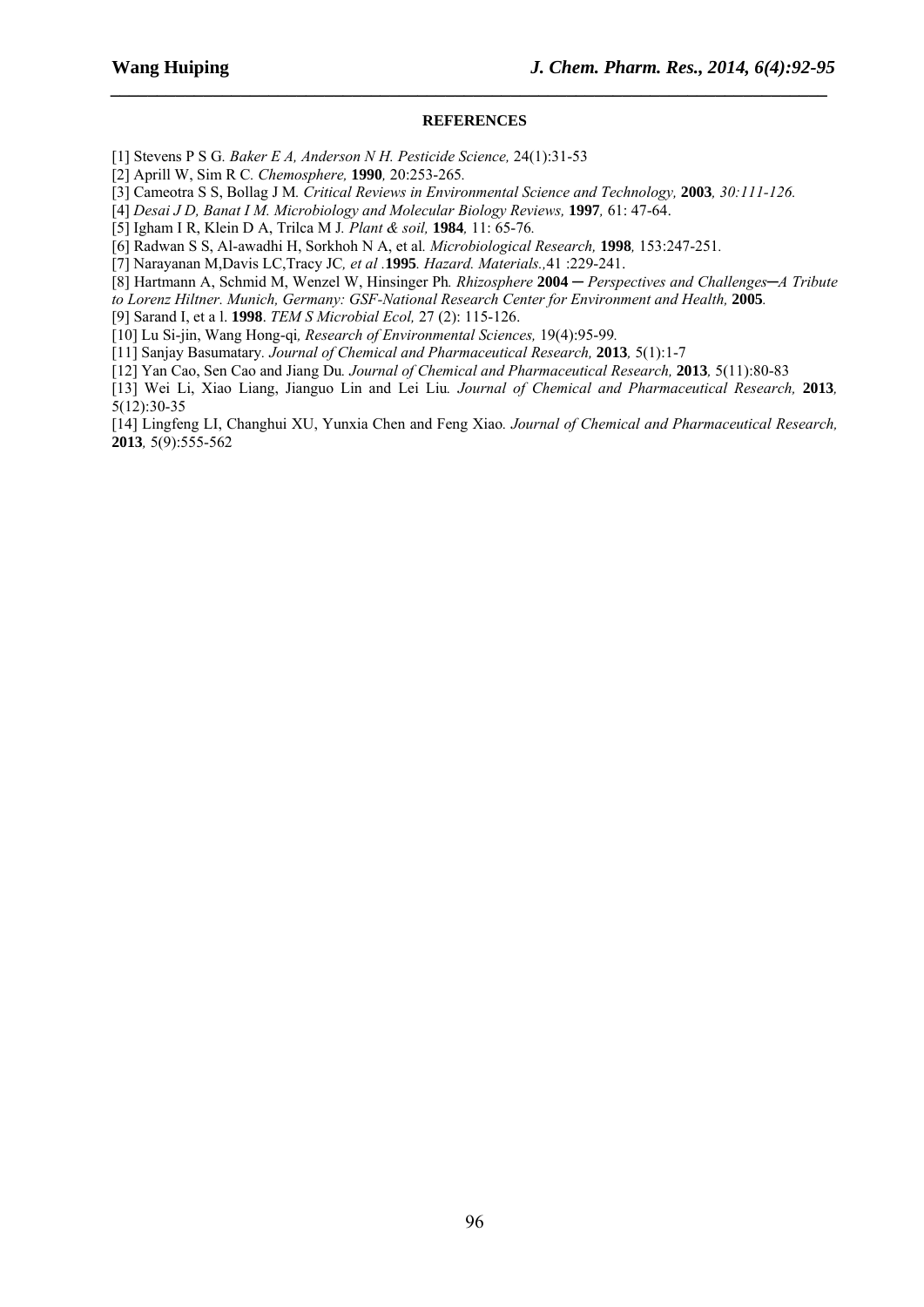**REFERENCES**

[1] Stevens P S G. *Baker E A, Anderson N H. Pesticide Science,* 24(1):31-53

[2] Aprill W, Sim R C. *Chemosphere,* **1990***,* 20:253-265*.*

[3] Cameotra S S, Bollag J M*. Critical Reviews in Environmental Science and Technology,* **2003***, 30:111-126.*

[4] *Desai J D, Banat I M. Microbiology and Molecular Biology Reviews,* **1997***,* 61: 47-64.

[5] Igham I R, Klein D A, Trilca M J*. Plant & soil,* **1984***,* 11: 65-76*.*

[6] Radwan S S, Al-awadhi H, Sorkhoh N A, et al*. Microbiological Research,* **1998***,* 153:247-251*.*

[7] Narayanan M,Davis LC,Tracy JC*, et al .***1995***. Hazard. Materials.,*41 :229-241.

[8] Hartmann A, Schmid M, Wenzel W, Hinsinger Ph*. Rhizosphere* **2004** ─ *Perspectives and Challenges*─*A Tribute to Lorenz Hiltner. Munich, Germany: GSF-National Research Center for Environment and Health,* **2005***.*

[9] Sarand I, et a l. **1998**. *TEM S Microbial Ecol,* 27 (2): 115-126.

[10] Lu Si-jin, Wang Hong-qi*, Research of Environmental Sciences,* 19(4):95-99*.*

[11] Sanjay Basumatary. *Journal of Chemical and Pharmaceutical Research,* **2013***,* 5(1):1-7

[12] Yan Cao, Sen Cao and Jiang Du*. Journal of Chemical and Pharmaceutical Research,* **2013***,* 5(11):80-83

[13] Wei Li, Xiao Liang, Jianguo Lin and Lei Liu*. Journal of Chemical and Pharmaceutical Research,* **2013***,* 5(12):30-35

[14] Lingfeng LI, Changhui XU, Yunxia Chen and Feng Xiao. *Journal of Chemical and Pharmaceutical Research,* **2013***,* 5(9):555-562